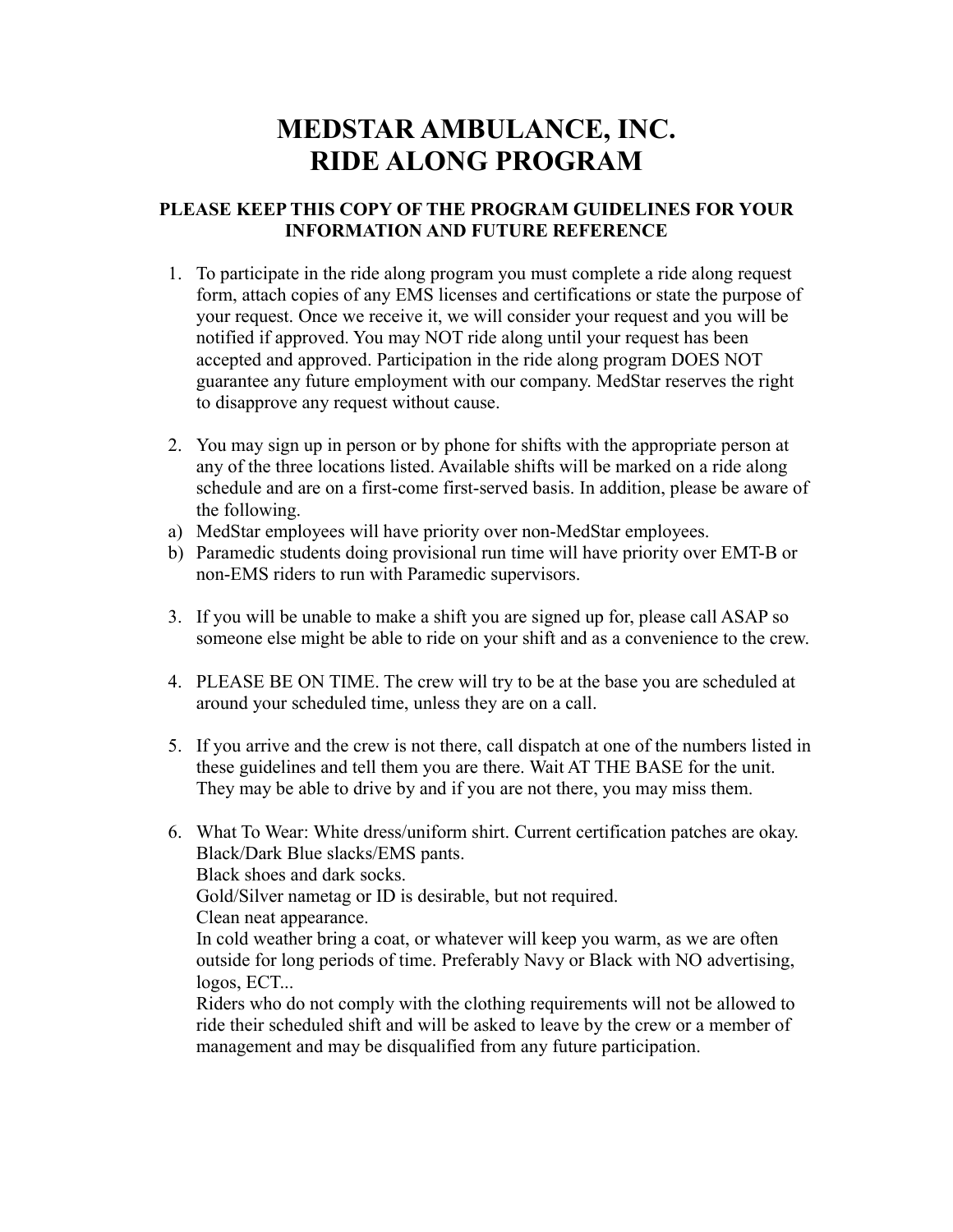# MEDSTAR AMBULANCE, INC.
# RIDE ALONG PROGRAM

### PLEASE KEEP THIS COPY OF THE PROGRAM GUIDELINES FOR YOUR INFORMATION AND FUTURE REFERENCE

1. To participate in the ride along program you must complete a ride along request form, attach copies of any EMS licenses and certifications or state the purpose of your request. Once we receive it, we will consider your request and you will be notified if approved. You may NOT ride along until your request has been accepted and approved. Participation in the ride along program DOES NOT guarantee any future employment with our company. MedStar reserves the right to disapprove any request without cause.

2. You may sign up in person or by phone for shifts with the appropriate person at any of the three locations listed. Available shifts will be marked on a ride along schedule and are on a first-come first-served basis. In addition, please be aware of the following.

a) MedStar employees will have priority over non-MedStar employees.
b) Paramedic students doing provisional run time will have priority over EMT-B or non-EMS riders to run with Paramedic supervisors.

3. If you will be unable to make a shift you are signed up for, please call ASAP so someone else might be able to ride on your shift and as a convenience to the crew.

4. PLEASE BE ON TIME. The crew will try to be at the base you are scheduled at around your scheduled time, unless they are on a call.

5. If you arrive and the crew is not there, call dispatch at one of the numbers listed in these guidelines and tell them you are there. Wait AT THE BASE for the unit. They may be able to drive by and if you are not there, you may miss them.

6. What To Wear: White dress/uniform shirt. Current certification patches are okay.
   Black/Dark Blue slacks/EMS pants.
   Black shoes and dark socks.
   Gold/Silver nametag or ID is desirable, but not required.
   Clean neat appearance.
   In cold weather bring a coat, or whatever will keep you warm, as we are often outside for long periods of time. Preferably Navy or Black with NO advertising, logos, ECT...
   Riders who do not comply with the clothing requirements will not be allowed to ride their scheduled shift and will be asked to leave by the crew or a member of management and may be disqualified from any future participation.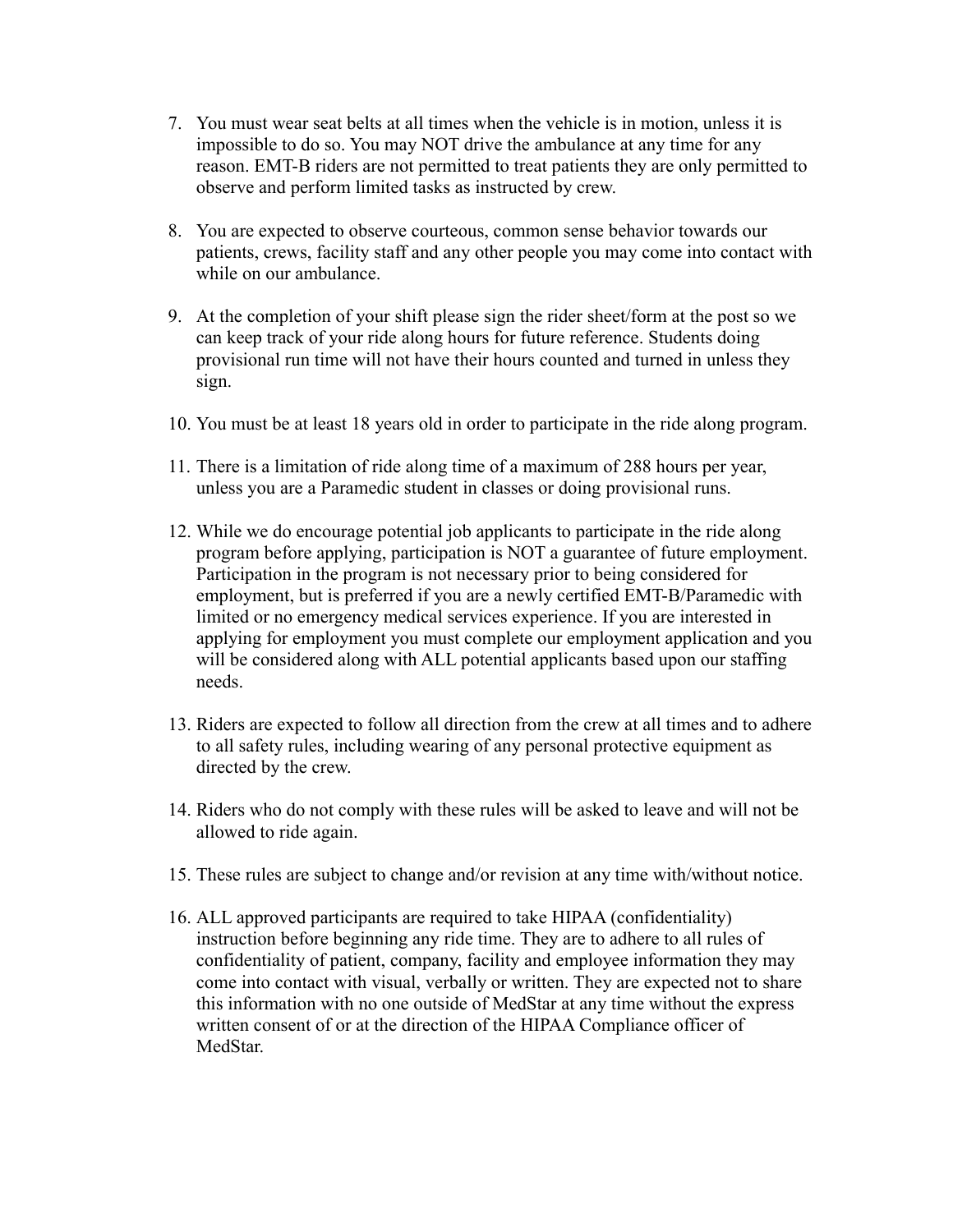7. You must wear seat belts at all times when the vehicle is in motion, unless it is impossible to do so. You may NOT drive the ambulance at any time for any reason. EMT-B riders are not permitted to treat patients they are only permitted to observe and perform limited tasks as instructed by crew.

8. You are expected to observe courteous, common sense behavior towards our patients, crews, facility staff and any other people you may come into contact with while on our ambulance.

9. At the completion of your shift please sign the rider sheet/form at the post so we can keep track of your ride along hours for future reference. Students doing provisional run time will not have their hours counted and turned in unless they sign.

10. You must be at least 18 years old in order to participate in the ride along program.

11. There is a limitation of ride along time of a maximum of 288 hours per year, unless you are a Paramedic student in classes or doing provisional runs.

12. While we do encourage potential job applicants to participate in the ride along program before applying, participation is NOT a guarantee of future employment. Participation in the program is not necessary prior to being considered for employment, but is preferred if you are a newly certified EMT-B/Paramedic with limited or no emergency medical services experience. If you are interested in applying for employment you must complete our employment application and you will be considered along with ALL potential applicants based upon our staffing needs.

13. Riders are expected to follow all direction from the crew at all times and to adhere to all safety rules, including wearing of any personal protective equipment as directed by the crew.

14. Riders who do not comply with these rules will be asked to leave and will not be allowed to ride again.

15. These rules are subject to change and/or revision at any time with/without notice.

16. ALL approved participants are required to take HIPAA (confidentiality) instruction before beginning any ride time. They are to adhere to all rules of confidentiality of patient, company, facility and employee information they may come into contact with visual, verbally or written. They are expected not to share this information with no one outside of MedStar at any time without the express written consent of or at the direction of the HIPAA Compliance officer of MedStar.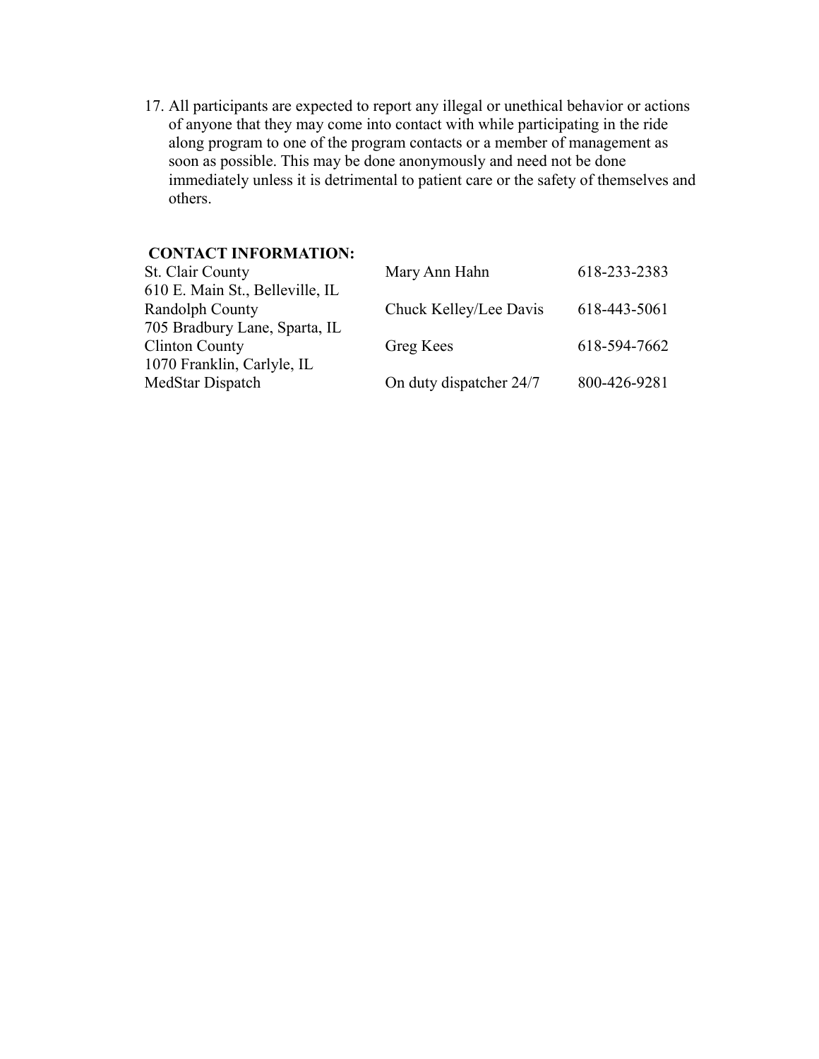17. All participants are expected to report any illegal or unethical behavior or actions of anyone that they may come into contact with while participating in the ride along program to one of the program contacts or a member of management as soon as possible. This may be done anonymously and need not be done immediately unless it is detrimental to patient care or the safety of themselves and others.

**CONTACT INFORMATION:**

| | | |
|---|---|---|
| St. Clair County<br>610 E. Main St., Belleville, IL | Mary Ann Hahn | 618-233-2383 |
| Randolph County<br>705 Bradbury Lane, Sparta, IL | Chuck Kelley/Lee Davis | 618-443-5061 |
| Clinton County<br>1070 Franklin, Carlyle, IL | Greg Kees | 618-594-7662 |
| MedStar Dispatch | On duty dispatcher 24/7 | 800-426-9281 |